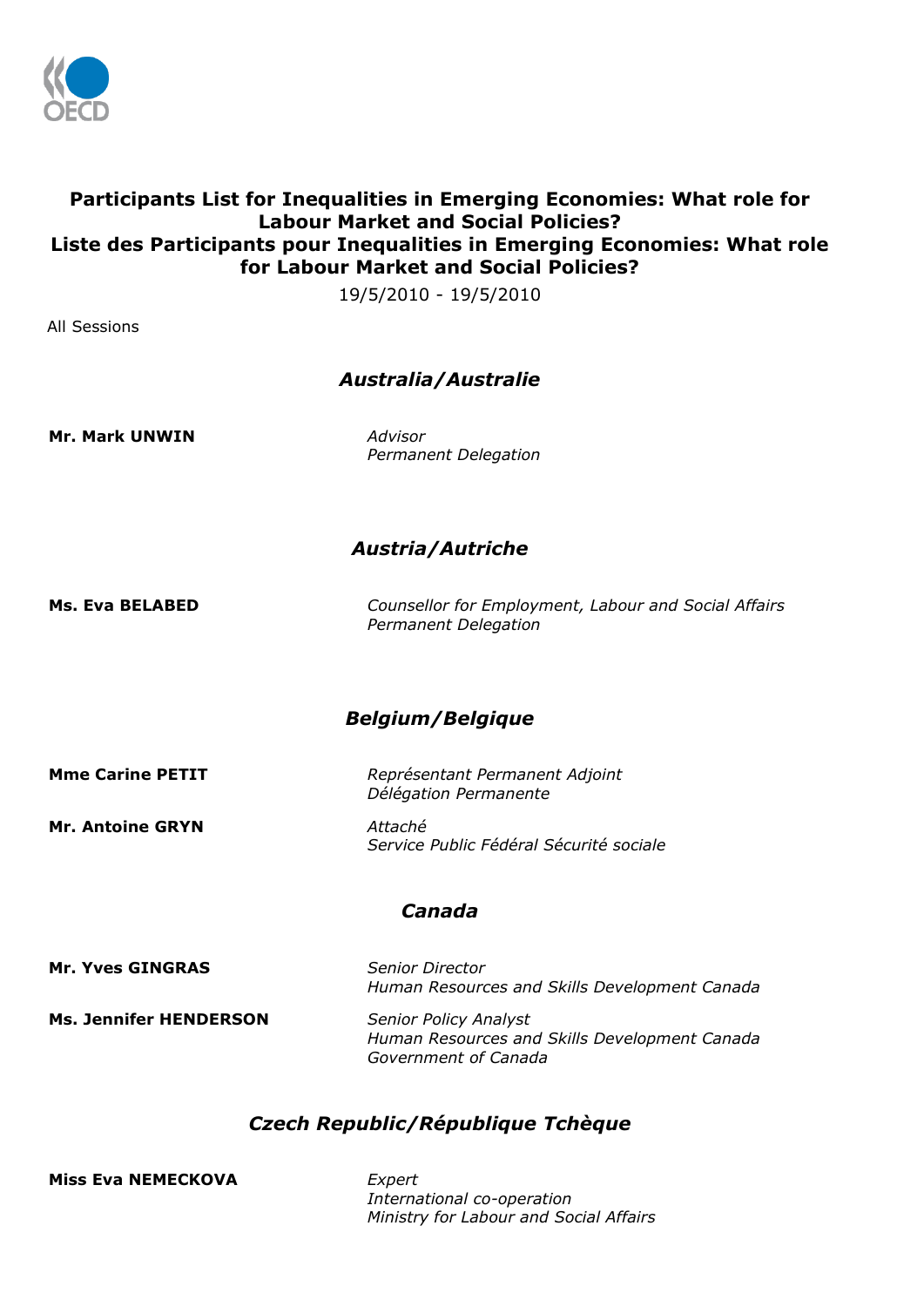# Participants List for Inequalities in Emerging Economies: What role for Labour Market and Social Policies?
# Liste des Participants pour Inequalities in Emerging Economies: What role for Labour Market and Social Policies?

19/5/2010 - 19/5/2010

All Sessions

## *Australia/Australie*

**Mr. Mark UNWIN**
*Advisor*
*Permanent Delegation*

## *Austria/Autriche*

**Ms. Eva BELABED**
*Counsellor for Employment, Labour and Social Affairs*
*Permanent Delegation*

## *Belgium/Belgique*

**Mme Carine PETIT**
*Représentant Permanent Adjoint*
*Délégation Permanente*

**Mr. Antoine GRYN**
*Attaché*
*Service Public Fédéral Sécurité sociale*

## *Canada*

**Mr. Yves GINGRAS**
*Senior Director*
*Human Resources and Skills Development Canada*

**Ms. Jennifer HENDERSON**
*Senior Policy Analyst*
*Human Resources and Skills Development Canada*
*Government of Canada*

## *Czech Republic/République Tchèque*

**Miss Eva NEMECKOVA**
*Expert*
*International co-operation*
*Ministry for Labour and Social Affairs*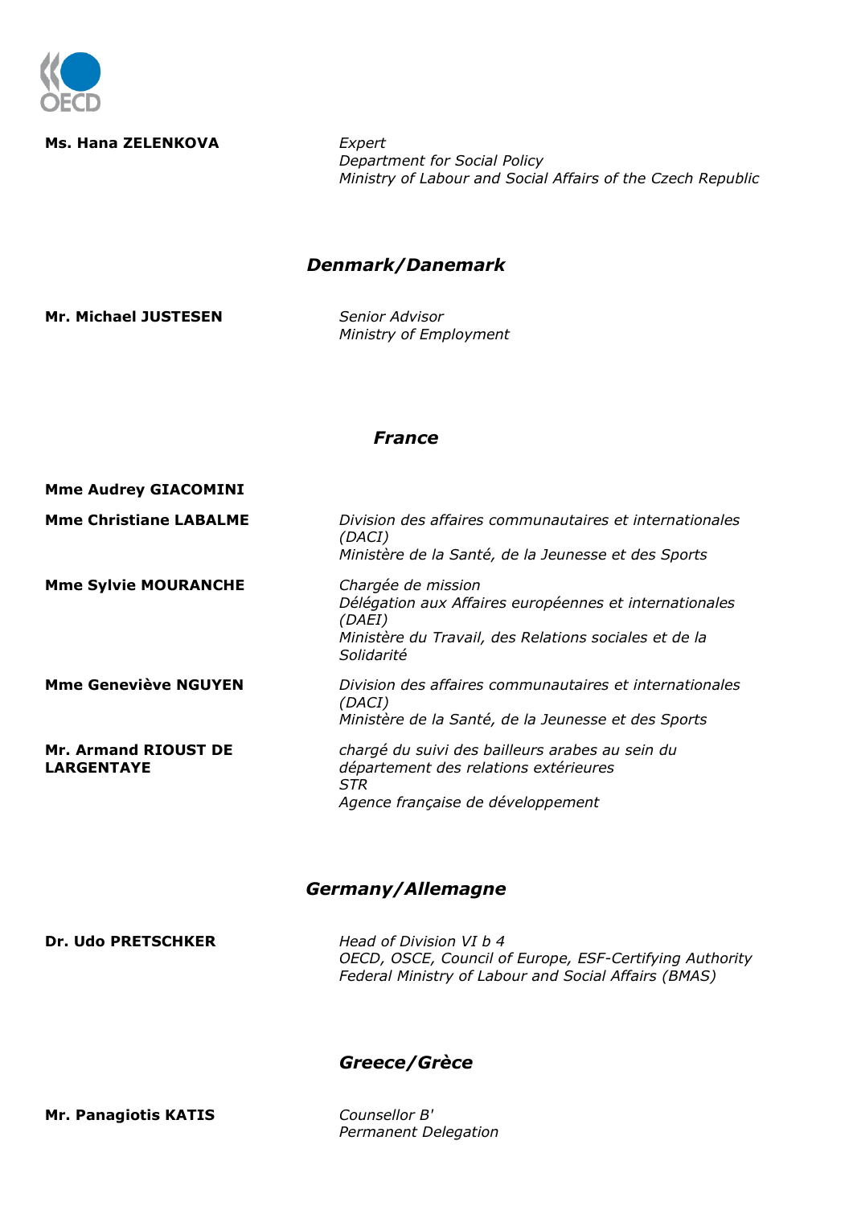**Ms. Hana ZELENKOVA**

*Expert*
*Department for Social Policy*
*Ministry of Labour and Social Affairs of the Czech Republic*

## *Denmark/Danemark*

**Mr. Michael JUSTESEN**

*Senior Advisor*
*Ministry of Employment*

## *France*

**Mme Audrey GIACOMINI**

**Mme Christiane LABALME**

*Division des affaires communautaires et internationales (DACI)*
*Ministère de la Santé, de la Jeunesse et des Sports*

**Mme Sylvie MOURANCHE**

*Chargée de mission*
*Délégation aux Affaires européennes et internationales (DAEI)*
*Ministère du Travail, des Relations sociales et de la Solidarité*

**Mme Geneviève NGUYEN**

*Division des affaires communautaires et internationales (DACI)*
*Ministère de la Santé, de la Jeunesse et des Sports*

**Mr. Armand RIOUST DE LARGENTAYE**

*chargé du suivi des bailleurs arabes au sein du département des relations extérieures*
*STR*
*Agence française de développement*

## *Germany/Allemagne*

**Dr. Udo PRETSCHKER**

*Head of Division VI b 4*
*OECD, OSCE, Council of Europe, ESF-Certifying Authority*
*Federal Ministry of Labour and Social Affairs (BMAS)*

## *Greece/Grèce*

**Mr. Panagiotis KATIS**

*Counsellor B'*
*Permanent Delegation*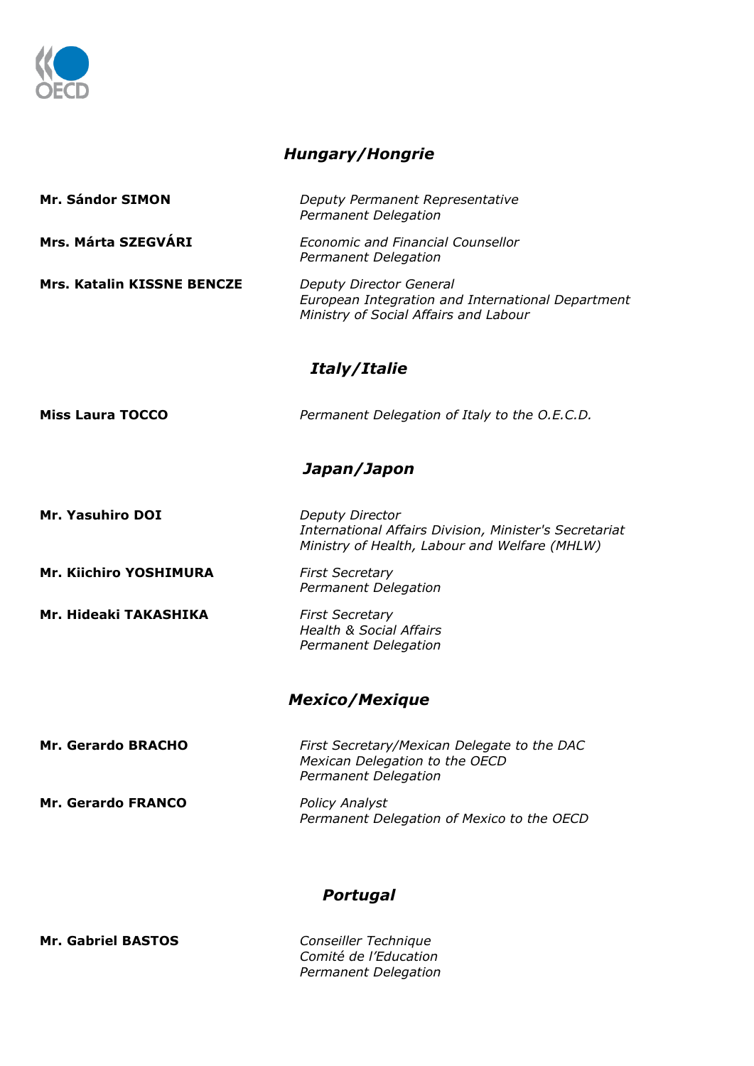## *Hungary/Hongrie*

| | |
|---|---|
| **Mr. Sándor SIMON** | *Deputy Permanent Representative*<br>*Permanent Delegation* |
| **Mrs. Márta SZEGVÁRI** | *Economic and Financial Counsellor*<br>*Permanent Delegation* |
| **Mrs. Katalin KISSNE BENCZE** | *Deputy Director General*<br>*European Integration and International Department*<br>*Ministry of Social Affairs and Labour* |

## *Italy/Italie*

| | |
|---|---|
| **Miss Laura TOCCO** | *Permanent Delegation of Italy to the O.E.C.D.* |

## *Japan/Japon*

| | |
|---|---|
| **Mr. Yasuhiro DOI** | *Deputy Director*<br>*International Affairs Division, Minister's Secretariat*<br>*Ministry of Health, Labour and Welfare (MHLW)* |
| **Mr. Kiichiro YOSHIMURA** | *First Secretary*<br>*Permanent Delegation* |
| **Mr. Hideaki TAKASHIKA** | *First Secretary*<br>*Health & Social Affairs*<br>*Permanent Delegation* |

## *Mexico/Mexique*

| | |
|---|---|
| **Mr. Gerardo BRACHO** | *First Secretary/Mexican Delegate to the DAC*<br>*Mexican Delegation to the OECD*<br>*Permanent Delegation* |
| **Mr. Gerardo FRANCO** | *Policy Analyst*<br>*Permanent Delegation of Mexico to the OECD* |

## *Portugal*

| | |
|---|---|
| **Mr. Gabriel BASTOS** | *Conseiller Technique*<br>*Comité de l'Education*<br>*Permanent Delegation* |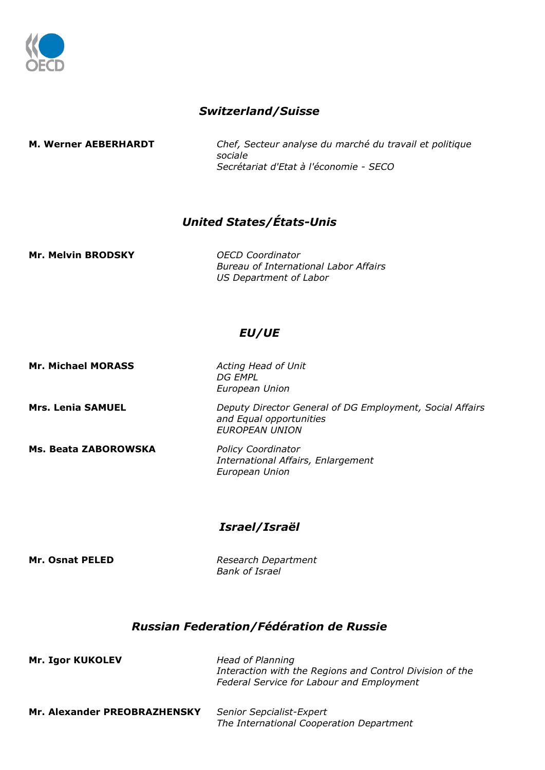## *Switzerland/Suisse*

**M. Werner AEBERHARDT** — *Chef, Secteur analyse du marché du travail et politique sociale*
*Secrétariat d'Etat à l'économie - SECO*

## *United States/États-Unis*

**Mr. Melvin BRODSKY** — *OECD Coordinator*
*Bureau of International Labor Affairs*
*US Department of Labor*

## *EU/UE*

**Mr. Michael MORASS** — *Acting Head of Unit*
*DG EMPL*
*European Union*

**Mrs. Lenia SAMUEL** — *Deputy Director General of DG Employment, Social Affairs and Equal opportunities*
*EUROPEAN UNION*

**Ms. Beata ZABOROWSKA** — *Policy Coordinator*
*International Affairs, Enlargement*
*European Union*

## *Israel/Israël*

**Mr. Osnat PELED** — *Research Department*
*Bank of Israel*

## *Russian Federation/Fédération de Russie*

**Mr. Igor KUKOLEV** — *Head of Planning*
*Interaction with the Regions and Control Division of the Federal Service for Labour and Employment*

**Mr. Alexander PREOBRAZHENSKY** — *Senior Sepcialist-Expert*
*The International Cooperation Department*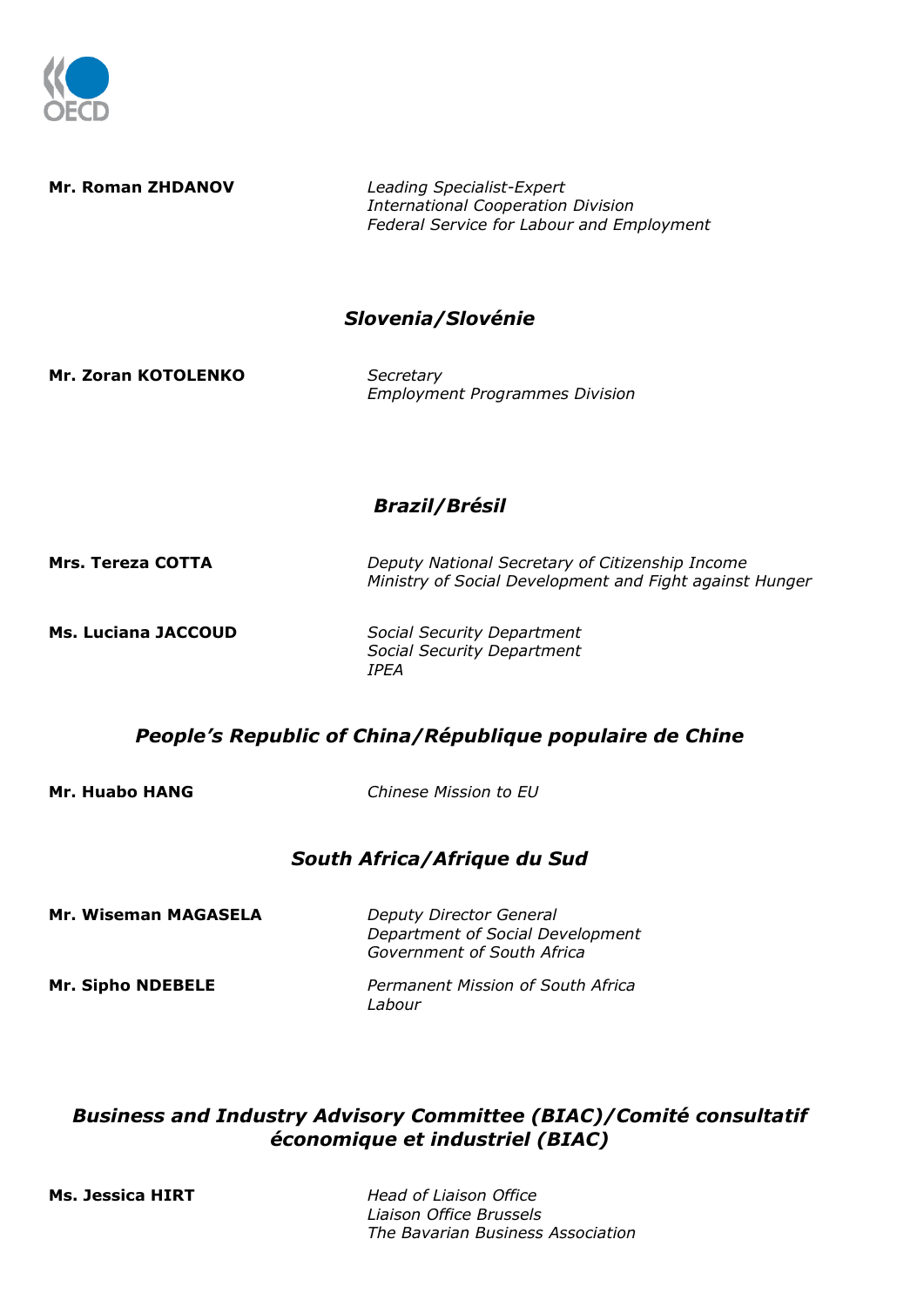**Mr. Roman ZHDANOV**

*Leading Specialist-Expert*
*International Cooperation Division*
*Federal Service for Labour and Employment*

## *Slovenia/Slovénie*

**Mr. Zoran KOTOLENKO**

*Secretary*
*Employment Programmes Division*

## *Brazil/Brésil*

**Mrs. Tereza COTTA**

*Deputy National Secretary of Citizenship Income*
*Ministry of Social Development and Fight against Hunger*

**Ms. Luciana JACCOUD**

*Social Security Department*
*Social Security Department*
*IPEA*

## *People's Republic of China/République populaire de Chine*

**Mr. Huabo HANG**

*Chinese Mission to EU*

## *South Africa/Afrique du Sud*

**Mr. Wiseman MAGASELA**

*Deputy Director General*
*Department of Social Development*
*Government of South Africa*

**Mr. Sipho NDEBELE**

*Permanent Mission of South Africa*
*Labour*

## *Business and Industry Advisory Committee (BIAC)/Comité consultatif économique et industriel (BIAC)*

**Ms. Jessica HIRT**

*Head of Liaison Office*
*Liaison Office Brussels*
*The Bavarian Business Association*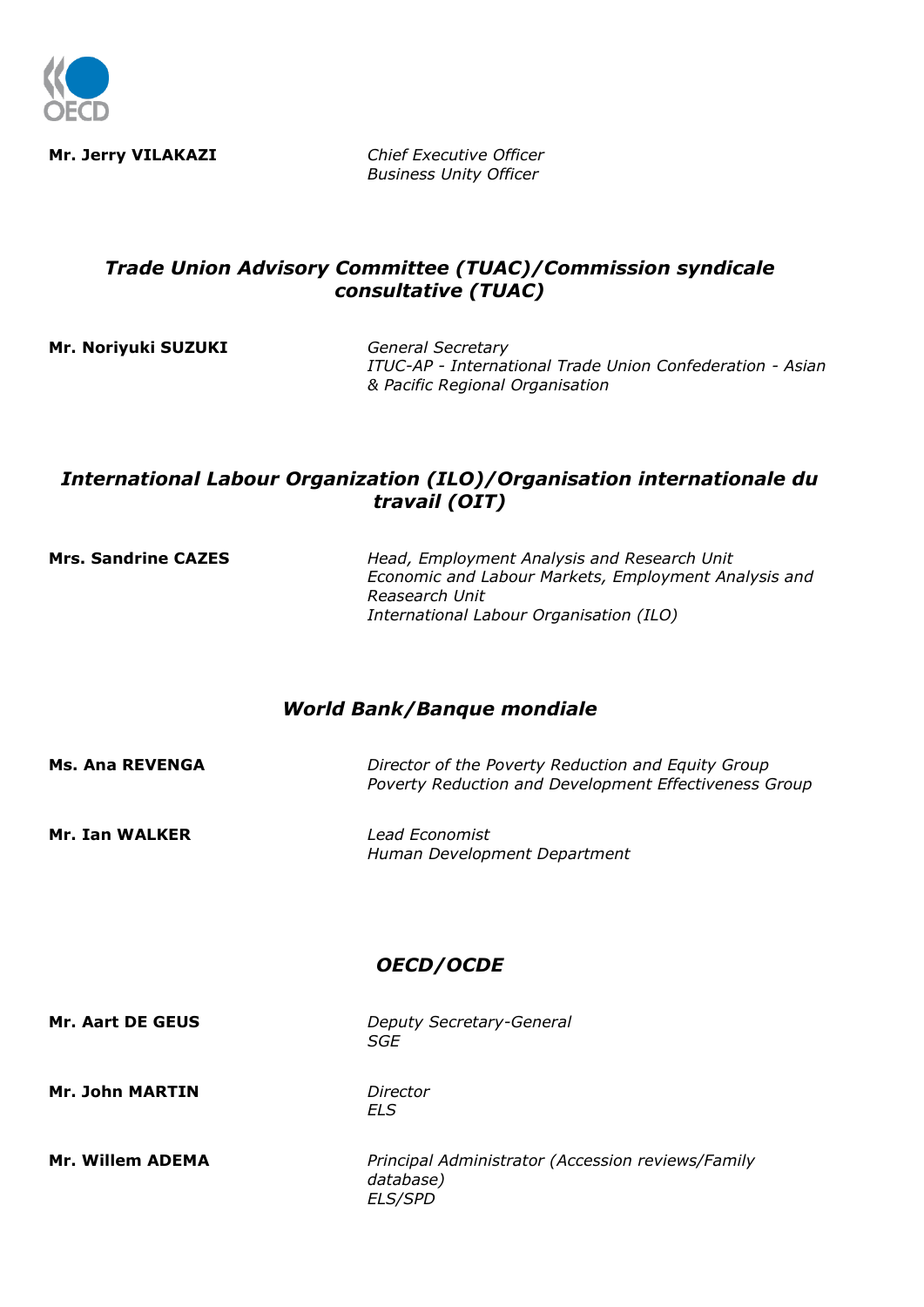**Mr. Jerry VILAKAZI** *Chief Executive Officer*
*Business Unity Officer*

## *Trade Union Advisory Committee (TUAC)/Commission syndicale consultative (TUAC)*

**Mr. Noriyuki SUZUKI** *General Secretary*
*ITUC-AP - International Trade Union Confederation - Asian & Pacific Regional Organisation*

## *International Labour Organization (ILO)/Organisation internationale du travail (OIT)*

**Mrs. Sandrine CAZES** *Head, Employment Analysis and Research Unit*
*Economic and Labour Markets, Employment Analysis and Reasearch Unit*
*International Labour Organisation (ILO)*

## *World Bank/Banque mondiale*

**Ms. Ana REVENGA** *Director of the Poverty Reduction and Equity Group*
*Poverty Reduction and Development Effectiveness Group*

**Mr. Ian WALKER** *Lead Economist*
*Human Development Department*

## *OECD/OCDE*

**Mr. Aart DE GEUS** *Deputy Secretary-General*
*SGE*

**Mr. John MARTIN** *Director*
*ELS*

**Mr. Willem ADEMA** *Principal Administrator (Accession reviews/Family database)*
*ELS/SPD*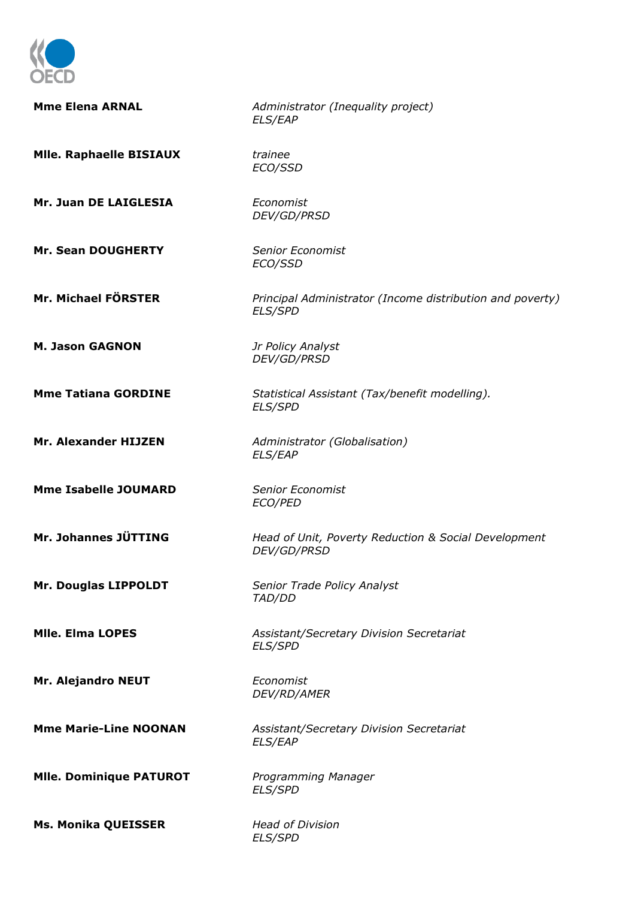| | |
|---|---|
| **Mme Elena ARNAL** | *Administrator (Inequality project)*<br>*ELS/EAP* |
| **Mlle. Raphaelle BISIAUX** | *trainee*<br>*ECO/SSD* |
| **Mr. Juan DE LAIGLESIA** | *Economist*<br>*DEV/GD/PRSD* |
| **Mr. Sean DOUGHERTY** | *Senior Economist*<br>*ECO/SSD* |
| **Mr. Michael FÖRSTER** | *Principal Administrator (Income distribution and poverty)*<br>*ELS/SPD* |
| **M. Jason GAGNON** | *Jr Policy Analyst*<br>*DEV/GD/PRSD* |
| **Mme Tatiana GORDINE** | *Statistical Assistant (Tax/benefit modelling).*<br>*ELS/SPD* |
| **Mr. Alexander HIJZEN** | *Administrator (Globalisation)*<br>*ELS/EAP* |
| **Mme Isabelle JOUMARD** | *Senior Economist*<br>*ECO/PED* |
| **Mr. Johannes JÜTTING** | *Head of Unit, Poverty Reduction & Social Development*<br>*DEV/GD/PRSD* |
| **Mr. Douglas LIPPOLDT** | *Senior Trade Policy Analyst*<br>*TAD/DD* |
| **Mlle. Elma LOPES** | *Assistant/Secretary Division Secretariat*<br>*ELS/SPD* |
| **Mr. Alejandro NEUT** | *Economist*<br>*DEV/RD/AMER* |
| **Mme Marie-Line NOONAN** | *Assistant/Secretary Division Secretariat*<br>*ELS/EAP* |
| **Mlle. Dominique PATUROT** | *Programming Manager*<br>*ELS/SPD* |
| **Ms. Monika QUEISSER** | *Head of Division*<br>*ELS/SPD* |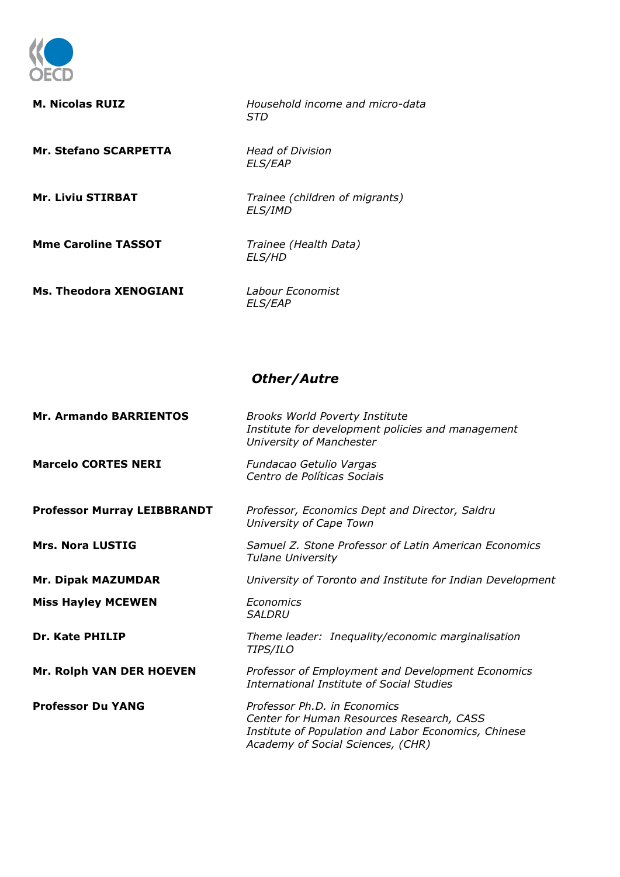**M. Nicolas RUIZ** — *Household income and micro-data*
*STD*

**Mr. Stefano SCARPETTA** — *Head of Division*
*ELS/EAP*

**Mr. Liviu STIRBAT** — *Trainee (children of migrants)*
*ELS/IMD*

**Mme Caroline TASSOT** — *Trainee (Health Data)*
*ELS/HD*

**Ms. Theodora XENOGIANI** — *Labour Economist*
*ELS/EAP*

## *Other/Autre*

**Mr. Armando BARRIENTOS** — *Brooks World Poverty Institute*
*Institute for development policies and management*
*University of Manchester*

**Marcelo CORTES NERI** — *Fundacao Getulio Vargas*
*Centro de Políticas Sociais*

**Professor Murray LEIBBRANDT** — *Professor, Economics Dept and Director, Saldru*
*University of Cape Town*

**Mrs. Nora LUSTIG** — *Samuel Z. Stone Professor of Latin American Economics*
*Tulane University*

**Mr. Dipak MAZUMDAR** — *University of Toronto and Institute for Indian Development*

**Miss Hayley MCEWEN** — *Economics*
*SALDRU*

**Dr. Kate PHILIP** — *Theme leader: Inequality/economic marginalisation*
*TIPS/ILO*

**Mr. Rolph VAN DER HOEVEN** — *Professor of Employment and Development Economics*
*International Institute of Social Studies*

**Professor Du YANG** — *Professor Ph.D. in Economics*
*Center for Human Resources Research, CASS*
*Institute of Population and Labor Economics, Chinese Academy of Social Sciences, (CHR)*